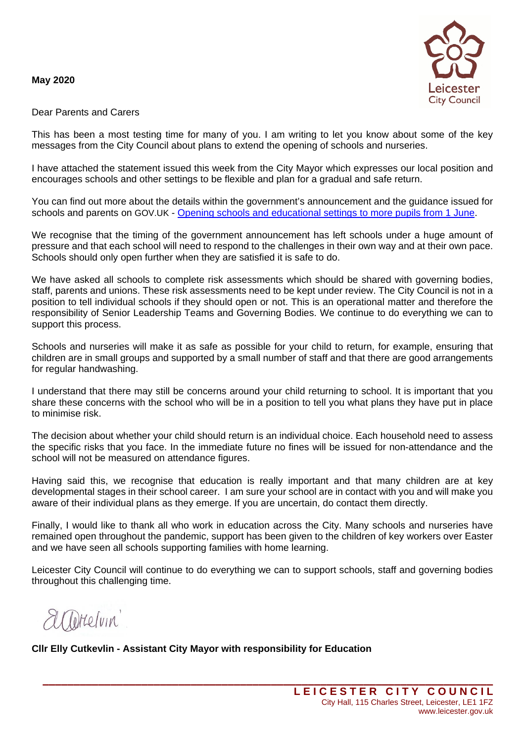**May 2020**

Dear Parents and Carers

This has been a most testing time for many of you. I am writing to let you know about some of the key messages from the City Council about plans to extend the opening of schools and nurseries.

I have attached the statement issued this week from the City Mayor which expresses our local position and encourages schools and other settings to be flexible and plan for a gradual and safe return.

You can find out more about the details within the government's announcement and the guidance issued for schools and parents on GOV.UK - Opening schools and educational settings to more pupils from 1 June.

We recognise that the timing of the government announcement has left schools under a huge amount of pressure and that each school will need to respond to the challenges in their own way and at their own pace. Schools should only open further when they are satisfied it is safe to do.

We have asked all schools to complete risk assessments which should be shared with governing bodies, staff, parents and unions. These risk assessments need to be kept under review. The City Council is not in a position to tell individual schools if they should open or not. This is an operational matter and therefore the responsibility of Senior Leadership Teams and Governing Bodies. We continue to do everything we can to support this process.

Schools and nurseries will make it as safe as possible for your child to return, for example, ensuring that children are in small groups and supported by a small number of staff and that there are good arrangements for regular handwashing.

I understand that there may still be concerns around your child returning to school. It is important that you share these concerns with the school who will be in a position to tell you what plans they have put in place to minimise risk.

The decision about whether your child should return is an individual choice. Each household need to assess the specific risks that you face. In the immediate future no fines will be issued for non-attendance and the school will not be measured on attendance figures.

Having said this, we recognise that education is really important and that many children are at key developmental stages in their school career. I am sure your school are in contact with you and will make you aware of their individual plans as they emerge. If you are uncertain, do contact them directly.

Finally, I would like to thank all who work in education across the City. Many schools and nurseries have remained open throughout the pandemic, support has been given to the children of key workers over Easter and we have seen all schools supporting families with home learning.

Leicester City Council will continue to do everything we can to support schools, staff and governing bodies throughout this challenging time.

**Cllr Elly Cutkevlin - Assistant City Mayor with responsibility for Education**

**LEICESTER CITY COUNCIL**
City Hall, 115 Charles Street, Leicester, LE1 1FZ
www.leicester.gov.uk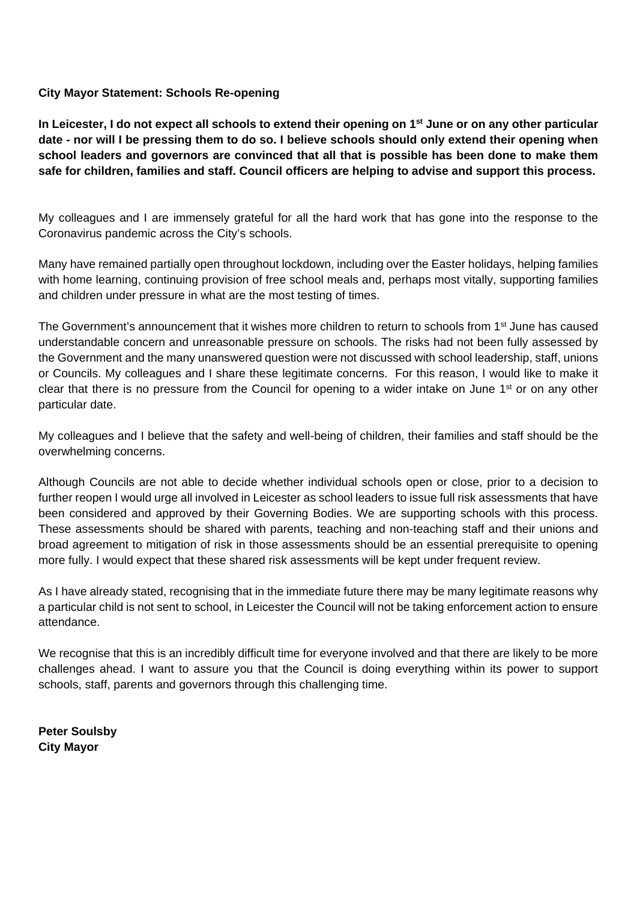**City Mayor Statement: Schools Re-opening**

**In Leicester, I do not expect all schools to extend their opening on 1st June or on any other particular date - nor will I be pressing them to do so. I believe schools should only extend their opening when school leaders and governors are convinced that all that is possible has been done to make them safe for children, families and staff. Council officers are helping to advise and support this process.**

My colleagues and I are immensely grateful for all the hard work that has gone into the response to the Coronavirus pandemic across the City's schools.

Many have remained partially open throughout lockdown, including over the Easter holidays, helping families with home learning, continuing provision of free school meals and, perhaps most vitally, supporting families and children under pressure in what are the most testing of times.

The Government's announcement that it wishes more children to return to schools from 1st June has caused understandable concern and unreasonable pressure on schools. The risks had not been fully assessed by the Government and the many unanswered question were not discussed with school leadership, staff, unions or Councils. My colleagues and I share these legitimate concerns. For this reason, I would like to make it clear that there is no pressure from the Council for opening to a wider intake on June 1st or on any other particular date.

My colleagues and I believe that the safety and well-being of children, their families and staff should be the overwhelming concerns.

Although Councils are not able to decide whether individual schools open or close, prior to a decision to further reopen I would urge all involved in Leicester as school leaders to issue full risk assessments that have been considered and approved by their Governing Bodies. We are supporting schools with this process. These assessments should be shared with parents, teaching and non-teaching staff and their unions and broad agreement to mitigation of risk in those assessments should be an essential prerequisite to opening more fully. I would expect that these shared risk assessments will be kept under frequent review.

As I have already stated, recognising that in the immediate future there may be many legitimate reasons why a particular child is not sent to school, in Leicester the Council will not be taking enforcement action to ensure attendance.

We recognise that this is an incredibly difficult time for everyone involved and that there are likely to be more challenges ahead. I want to assure you that the Council is doing everything within its power to support schools, staff, parents and governors through this challenging time.

**Peter Soulsby**
**City Mayor**